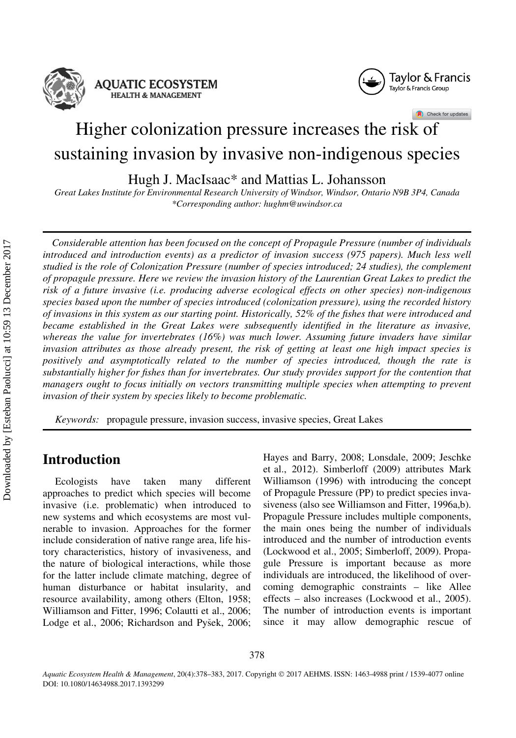# Higher colonization pressure increases the risk of sustaining invasion by invasive non-indigenous species

Hugh J. MacIsaac* and Mattias L. Johansson

*Great Lakes Institute for Environmental Research University of Windsor, Windsor, Ontario N9B 3P4, Canada*
*\*Corresponding author: hughm@uwindsor.ca*

*Considerable attention has been focused on the concept of Propagule Pressure (number of individuals introduced and introduction events) as a predictor of invasion success (975 papers). Much less well studied is the role of Colonization Pressure (number of species introduced; 24 studies), the complement of propagule pressure. Here we review the invasion history of the Laurentian Great Lakes to predict the risk of a future invasive (i.e. producing adverse ecological effects on other species) non-indigenous species based upon the number of species introduced (colonization pressure), using the recorded history of invasions in this system as our starting point. Historically, 52% of the fishes that were introduced and became established in the Great Lakes were subsequently identified in the literature as invasive, whereas the value for invertebrates (16%) was much lower. Assuming future invaders have similar invasion attributes as those already present, the risk of getting at least one high impact species is positively and asymptotically related to the number of species introduced, though the rate is substantially higher for fishes than for invertebrates. Our study provides support for the contention that managers ought to focus initially on vectors transmitting multiple species when attempting to prevent invasion of their system by species likely to become problematic.*

*Keywords:* propagule pressure, invasion success, invasive species, Great Lakes

## Introduction

Ecologists have taken many different approaches to predict which species will become invasive (i.e. problematic) when introduced to new systems and which ecosystems are most vulnerable to invasion. Approaches for the former include consideration of native range area, life history characteristics, history of invasiveness, and the nature of biological interactions, while those for the latter include climate matching, degree of human disturbance or habitat insularity, and resource availability, among others (Elton, 1958; Williamson and Fitter, 1996; Colautti et al., 2006; Lodge et al., 2006; Richardson and Pyšek, 2006; Hayes and Barry, 2008; Lonsdale, 2009; Jeschke et al., 2012). Simberloff (2009) attributes Mark Williamson (1996) with introducing the concept of Propagule Pressure (PP) to predict species invasiveness (also see Williamson and Fitter, 1996a,b). Propagule Pressure includes multiple components, the main ones being the number of individuals introduced and the number of introduction events (Lockwood et al., 2005; Simberloff, 2009). Propagule Pressure is important because as more individuals are introduced, the likelihood of overcoming demographic constraints – like Allee effects – also increases (Lockwood et al., 2005). The number of introduction events is important since it may allow demographic rescue of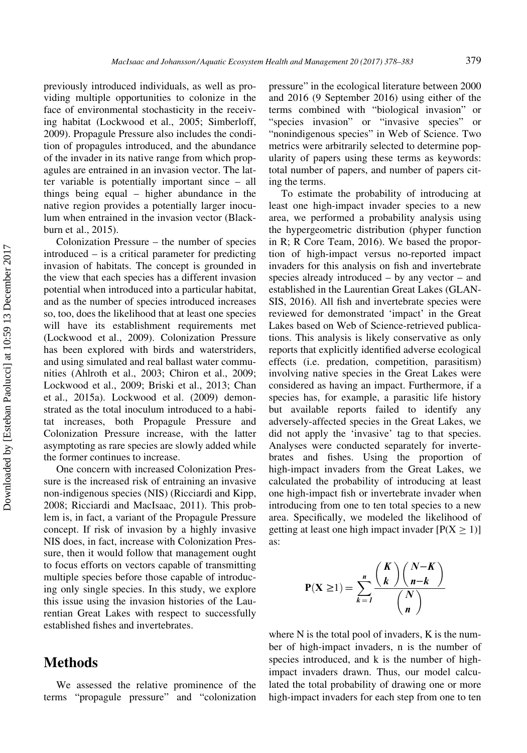previously introduced individuals, as well as providing multiple opportunities to colonize in the face of environmental stochasticity in the receiving habitat (Lockwood et al., 2005; Simberloff, 2009). Propagule Pressure also includes the condition of propagules introduced, and the abundance of the invader in its native range from which propagules are entrained in an invasion vector. The latter variable is potentially important since – all things being equal – higher abundance in the native region provides a potentially larger inoculum when entrained in the invasion vector (Blackburn et al., 2015).

Colonization Pressure – the number of species introduced – is a critical parameter for predicting invasion of habitats. The concept is grounded in the view that each species has a different invasion potential when introduced into a particular habitat, and as the number of species introduced increases so, too, does the likelihood that at least one species will have its establishment requirements met (Lockwood et al., 2009). Colonization Pressure has been explored with birds and waterstriders, and using simulated and real ballast water communities (Ahlroth et al., 2003; Chiron et al., 2009; Lockwood et al., 2009; Briski et al., 2013; Chan et al., 2015a). Lockwood et al. (2009) demonstrated as the total inoculum introduced to a habitat increases, both Propagule Pressure and Colonization Pressure increase, with the latter asymptoting as rare species are slowly added while the former continues to increase.

One concern with increased Colonization Pressure is the increased risk of entraining an invasive non-indigenous species (NIS) (Ricciardi and Kipp, 2008; Ricciardi and MacIsaac, 2011). This problem is, in fact, a variant of the Propagule Pressure concept. If risk of invasion by a highly invasive NIS does, in fact, increase with Colonization Pressure, then it would follow that management ought to focus efforts on vectors capable of transmitting multiple species before those capable of introducing only single species. In this study, we explore this issue using the invasion histories of the Laurentian Great Lakes with respect to successfully established fishes and invertebrates.

# Methods

We assessed the relative prominence of the terms "propagule pressure" and "colonization pressure" in the ecological literature between 2000 and 2016 (9 September 2016) using either of the terms combined with "biological invasion" or "species invasion" or "invasive species" or "nonindigenous species" in Web of Science. Two metrics were arbitrarily selected to determine popularity of papers using these terms as keywords: total number of papers, and number of papers citing the terms.

To estimate the probability of introducing at least one high-impact invader species to a new area, we performed a probability analysis using the hypergeometric distribution (phyper function in R; R Core Team, 2016). We based the proportion of high-impact versus no-reported impact invaders for this analysis on fish and invertebrate species already introduced – by any vector – and established in the Laurentian Great Lakes (GLANSIS, 2016). All fish and invertebrate species were reviewed for demonstrated 'impact' in the Great Lakes based on Web of Science-retrieved publications. This analysis is likely conservative as only reports that explicitly identified adverse ecological effects (i.e. predation, competition, parasitism) involving native species in the Great Lakes were considered as having an impact. Furthermore, if a species has, for example, a parasitic life history but available reports failed to identify any adversely-affected species in the Great Lakes, we did not apply the 'invasive' tag to that species. Analyses were conducted separately for invertebrates and fishes. Using the proportion of high-impact invaders from the Great Lakes, we calculated the probability of introducing at least one high-impact fish or invertebrate invader when introducing from one to ten total species to a new area. Specifically, we modeled the likelihood of getting at least one high impact invader [$P(X \geq 1)$] as:

$$\mathbf{P}(\mathbf{X} \geq 1) = \sum_{k=1}^{n} \frac{\binom{K}{k}\binom{N-K}{n-k}}{\binom{N}{n}}$$

where N is the total pool of invaders, K is the number of high-impact invaders, n is the number of species introduced, and k is the number of high-impact invaders drawn. Thus, our model calculated the total probability of drawing one or more high-impact invaders for each step from one to ten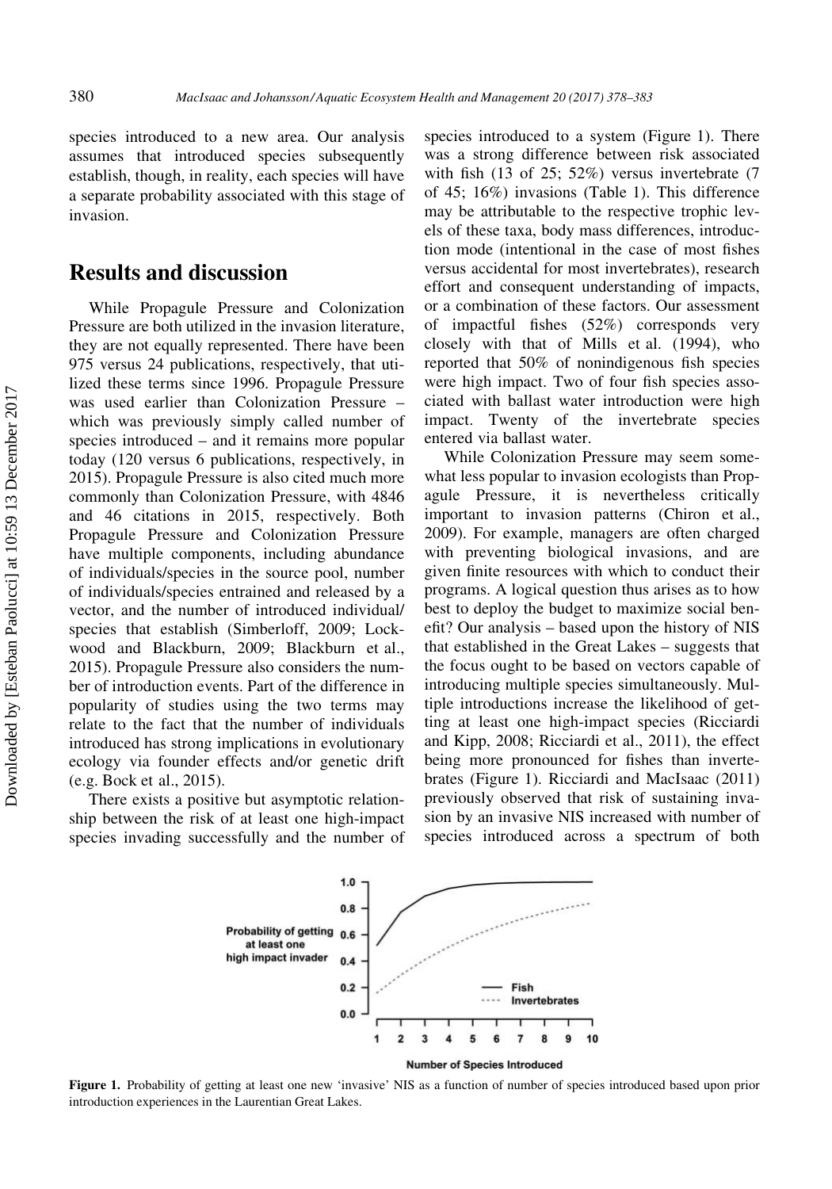species introduced to a new area. Our analysis assumes that introduced species subsequently establish, though, in reality, each species will have a separate probability associated with this stage of invasion.

## Results and discussion

While Propagule Pressure and Colonization Pressure are both utilized in the invasion literature, they are not equally represented. There have been 975 versus 24 publications, respectively, that utilized these terms since 1996. Propagule Pressure was used earlier than Colonization Pressure – which was previously simply called number of species introduced – and it remains more popular today (120 versus 6 publications, respectively, in 2015). Propagule Pressure is also cited much more commonly than Colonization Pressure, with 4846 and 46 citations in 2015, respectively. Both Propagule Pressure and Colonization Pressure have multiple components, including abundance of individuals/species in the source pool, number of individuals/species entrained and released by a vector, and the number of introduced individual/species that establish (Simberloff, 2009; Lockwood and Blackburn, 2009; Blackburn et al., 2015). Propagule Pressure also considers the number of introduction events. Part of the difference in popularity of studies using the two terms may relate to the fact that the number of individuals introduced has strong implications in evolutionary ecology via founder effects and/or genetic drift (e.g. Bock et al., 2015).

There exists a positive but asymptotic relationship between the risk of at least one high-impact species invading successfully and the number of species introduced to a system (Figure 1). There was a strong difference between risk associated with fish (13 of 25; 52%) versus invertebrate (7 of 45; 16%) invasions (Table 1). This difference may be attributable to the respective trophic levels of these taxa, body mass differences, introduction mode (intentional in the case of most fishes versus accidental for most invertebrates), research effort and consequent understanding of impacts, or a combination of these factors. Our assessment of impactful fishes (52%) corresponds very closely with that of Mills et al. (1994), who reported that 50% of nonindigenous fish species were high impact. Two of four fish species associated with ballast water introduction were high impact. Twenty of the invertebrate species entered via ballast water.

While Colonization Pressure may seem somewhat less popular to invasion ecologists than Propagule Pressure, it is nevertheless critically important to invasion patterns (Chiron et al., 2009). For example, managers are often charged with preventing biological invasions, and are given finite resources with which to conduct their programs. A logical question thus arises as to how best to deploy the budget to maximize social benefit? Our analysis – based upon the history of NIS that established in the Great Lakes – suggests that the focus ought to be based on vectors capable of introducing multiple species simultaneously. Multiple introductions increase the likelihood of getting at least one high-impact species (Ricciardi and Kipp, 2008; Ricciardi et al., 2011), the effect being more pronounced for fishes than invertebrates (Figure 1). Ricciardi and MacIsaac (2011) previously observed that risk of sustaining invasion by an invasive NIS increased with number of species introduced across a spectrum of both

**Figure 1.** Probability of getting at least one new 'invasive' NIS as a function of number of species introduced based upon prior introduction experiences in the Laurentian Great Lakes.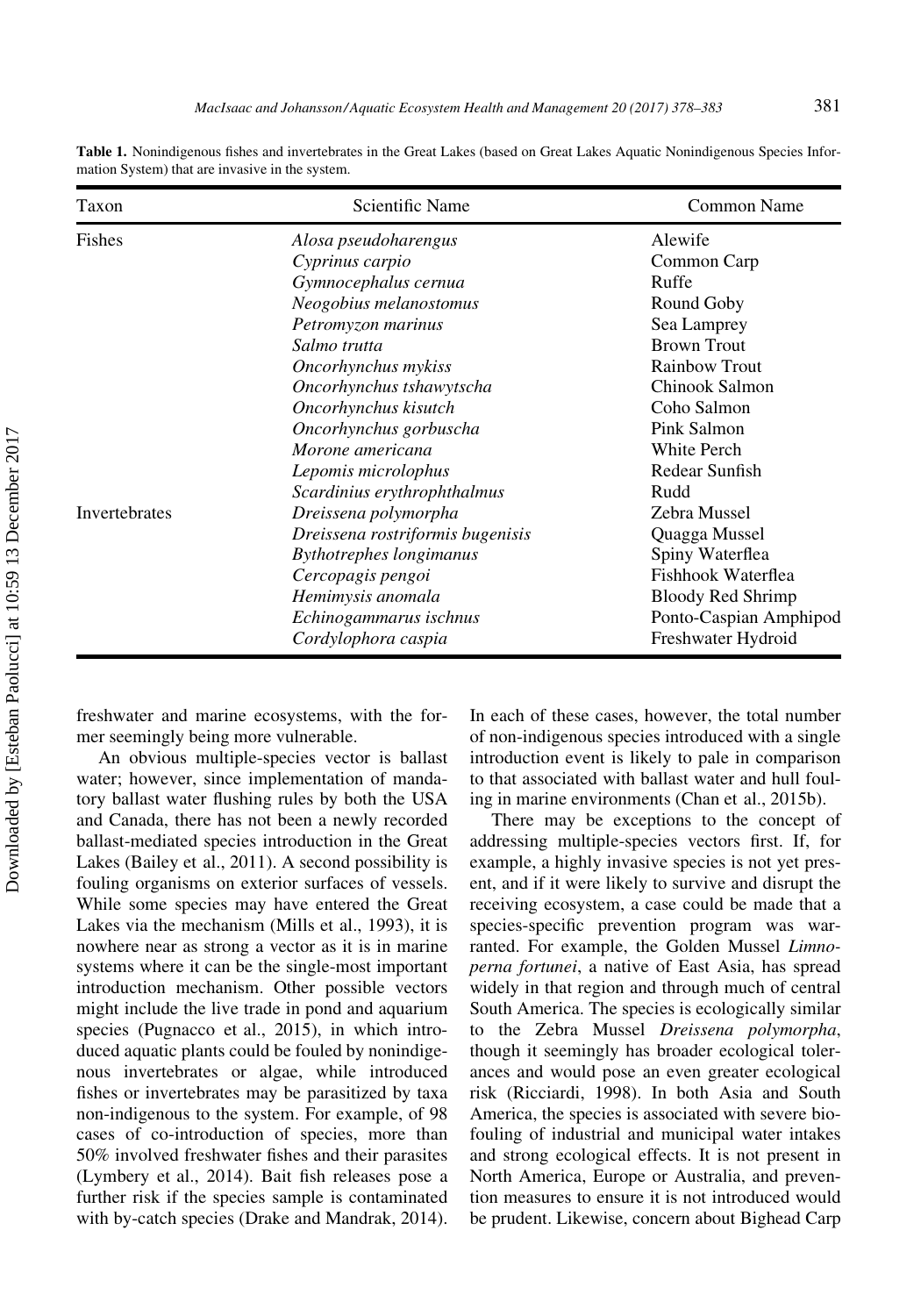**Table 1.** Nonindigenous fishes and invertebrates in the Great Lakes (based on Great Lakes Aquatic Nonindigenous Species Information System) that are invasive in the system.

| Taxon | Scientific Name | Common Name |
|---|---|---|
| Fishes | *Alosa pseudoharengus* | Alewife |
| | *Cyprinus carpio* | Common Carp |
| | *Gymnocephalus cernua* | Ruffe |
| | *Neogobius melanostomus* | Round Goby |
| | *Petromyzon marinus* | Sea Lamprey |
| | *Salmo trutta* | Brown Trout |
| | *Oncorhynchus mykiss* | Rainbow Trout |
| | *Oncorhynchus tshawytscha* | Chinook Salmon |
| | *Oncorhynchus kisutch* | Coho Salmon |
| | *Oncorhynchus gorbuscha* | Pink Salmon |
| | *Morone americana* | White Perch |
| | *Lepomis microlophus* | Redear Sunfish |
| | *Scardinius erythrophthalmus* | Rudd |
| Invertebrates | *Dreissena polymorpha* | Zebra Mussel |
| | *Dreissena rostriformis bugensis* | Quagga Mussel |
| | *Bythotrephes longimanus* | Spiny Waterflea |
| | *Cercopagis pengoi* | Fishhook Waterflea |
| | *Hemimysis anomala* | Bloody Red Shrimp |
| | *Echinogammarus ischnus* | Ponto-Caspian Amphipod |
| | *Cordylophora caspia* | Freshwater Hydroid |

freshwater and marine ecosystems, with the former seemingly being more vulnerable.

An obvious multiple-species vector is ballast water; however, since implementation of mandatory ballast water flushing rules by both the USA and Canada, there has not been a newly recorded ballast-mediated species introduction in the Great Lakes (Bailey et al., 2011). A second possibility is fouling organisms on exterior surfaces of vessels. While some species may have entered the Great Lakes via the mechanism (Mills et al., 1993), it is nowhere near as strong a vector as it is in marine systems where it can be the single-most important introduction mechanism. Other possible vectors might include the live trade in pond and aquarium species (Pugnacco et al., 2015), in which introduced aquatic plants could be fouled by nonindigenous invertebrates or algae, while introduced fishes or invertebrates may be parasitized by taxa non-indigenous to the system. For example, of 98 cases of co-introduction of species, more than 50% involved freshwater fishes and their parasites (Lymbery et al., 2014). Bait fish releases pose a further risk if the species sample is contaminated with by-catch species (Drake and Mandrak, 2014). In each of these cases, however, the total number of non-indigenous species introduced with a single introduction event is likely to pale in comparison to that associated with ballast water and hull fouling in marine environments (Chan et al., 2015b).

There may be exceptions to the concept of addressing multiple-species vectors first. If, for example, a highly invasive species is not yet present, and if it were likely to survive and disrupt the receiving ecosystem, a case could be made that a species-specific prevention program was warranted. For example, the Golden Mussel *Limnoperna fortunei*, a native of East Asia, has spread widely in that region and through much of central South America. The species is ecologically similar to the Zebra Mussel *Dreissena polymorpha*, though it seemingly has broader ecological tolerances and would pose an even greater ecological risk (Ricciardi, 1998). In both Asia and South America, the species is associated with severe biofouling of industrial and municipal water intakes and strong ecological effects. It is not present in North America, Europe or Australia, and prevention measures to ensure it is not introduced would be prudent. Likewise, concern about Bighead Carp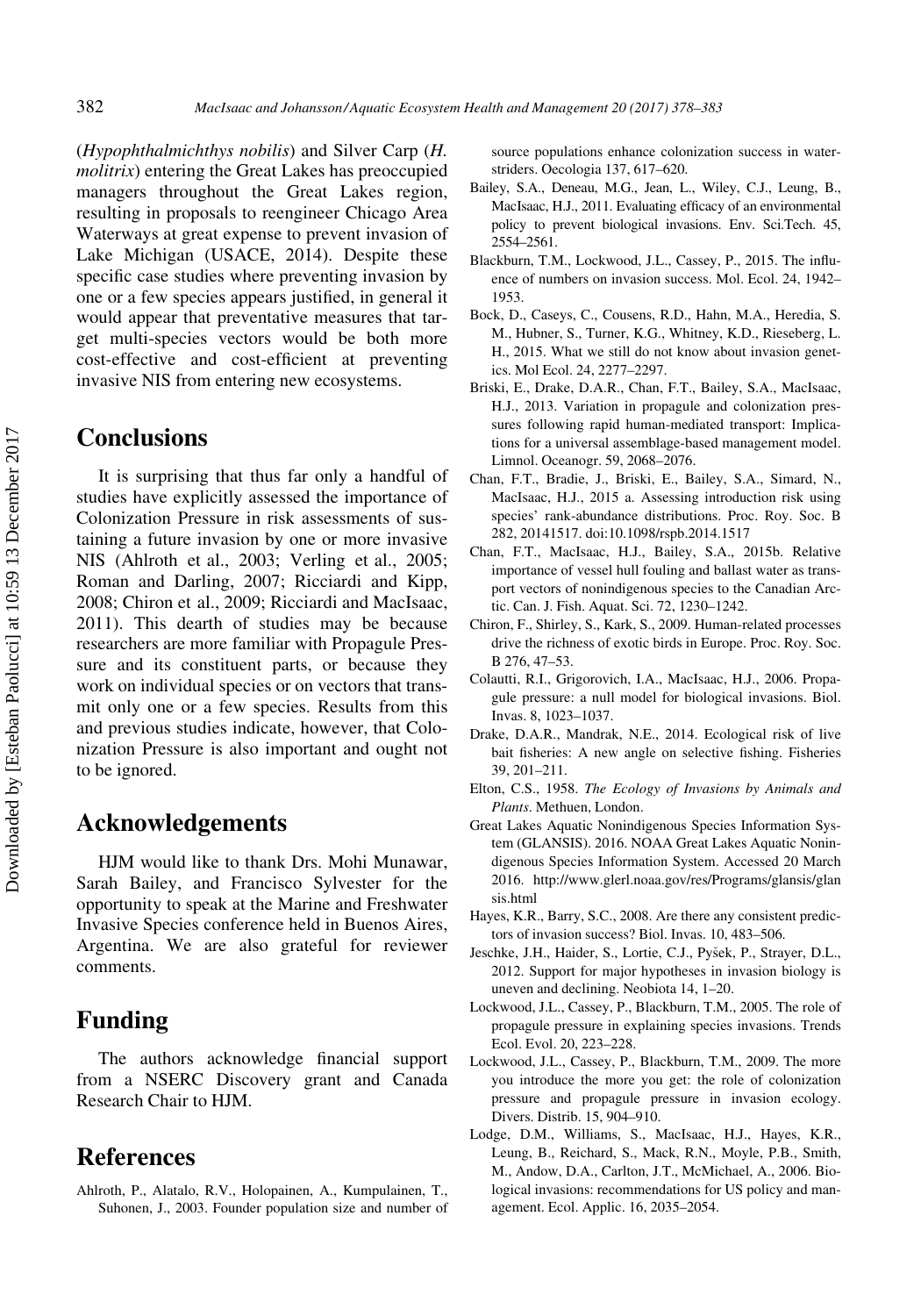(*Hypophthalmichthys nobilis*) and Silver Carp (*H. molitrix*) entering the Great Lakes has preoccupied managers throughout the Great Lakes region, resulting in proposals to reengineer Chicago Area Waterways at great expense to prevent invasion of Lake Michigan (USACE, 2014). Despite these specific case studies where preventing invasion by one or a few species appears justified, in general it would appear that preventative measures that target multi-species vectors would be both more cost-effective and cost-efficient at preventing invasive NIS from entering new ecosystems.

## Conclusions

It is surprising that thus far only a handful of studies have explicitly assessed the importance of Colonization Pressure in risk assessments of sustaining a future invasion by one or more invasive NIS (Ahlroth et al., 2003; Verling et al., 2005; Roman and Darling, 2007; Ricciardi and Kipp, 2008; Chiron et al., 2009; Ricciardi and MacIsaac, 2011). This dearth of studies may be because researchers are more familiar with Propagule Pressure and its constituent parts, or because they work on individual species or on vectors that transmit only one or a few species. Results from this and previous studies indicate, however, that Colonization Pressure is also important and ought not to be ignored.

## Acknowledgements

HJM would like to thank Drs. Mohi Munawar, Sarah Bailey, and Francisco Sylvester for the opportunity to speak at the Marine and Freshwater Invasive Species conference held in Buenos Aires, Argentina. We are also grateful for reviewer comments.

## Funding

The authors acknowledge financial support from a NSERC Discovery grant and Canada Research Chair to HJM.

## References

Ahlroth, P., Alatalo, R.V., Holopainen, A., Kumpulainen, T., Suhonen, J., 2003. Founder population size and number of source populations enhance colonization success in waterstriders. Oecologia 137, 617–620.

Bailey, S.A., Deneau, M.G., Jean, L., Wiley, C.J., Leung, B., MacIsaac, H.J., 2011. Evaluating efficacy of an environmental policy to prevent biological invasions. Env. Sci.Tech. 45, 2554–2561.

Blackburn, T.M., Lockwood, J.L., Cassey, P., 2015. The influence of numbers on invasion success. Mol. Ecol. 24, 1942–1953.

Bock, D., Caseys, C., Cousens, R.D., Hahn, M.A., Heredia, S. M., Hubner, S., Turner, K.G., Whitney, K.D., Rieseberg, L. H., 2015. What we still do not know about invasion genetics. Mol Ecol. 24, 2277–2297.

Briski, E., Drake, D.A.R., Chan, F.T., Bailey, S.A., MacIsaac, H.J., 2013. Variation in propagule and colonization pressures following rapid human-mediated transport: Implications for a universal assemblage-based management model. Limnol. Oceanogr. 59, 2068–2076.

Chan, F.T., Bradie, J., Briski, E., Bailey, S.A., Simard, N., MacIsaac, H.J., 2015 a. Assessing introduction risk using species' rank-abundance distributions. Proc. Roy. Soc. B 282, 20141517. doi:10.1098/rspb.2014.1517

Chan, F.T., MacIsaac, H.J., Bailey, S.A., 2015b. Relative importance of vessel hull fouling and ballast water as transport vectors of nonindigenous species to the Canadian Arctic. Can. J. Fish. Aquat. Sci. 72, 1230–1242.

Chiron, F., Shirley, S., Kark, S., 2009. Human-related processes drive the richness of exotic birds in Europe. Proc. Roy. Soc. B 276, 47–53.

Colautti, R.I., Grigorovich, I.A., MacIsaac, H.J., 2006. Propagule pressure: a null model for biological invasions. Biol. Invas. 8, 1023–1037.

Drake, D.A.R., Mandrak, N.E., 2014. Ecological risk of live bait fisheries: A new angle on selective fishing. Fisheries 39, 201–211.

Elton, C.S., 1958. *The Ecology of Invasions by Animals and Plants*. Methuen, London.

Great Lakes Aquatic Nonindigenous Species Information System (GLANSIS). 2016. NOAA Great Lakes Aquatic Nonindigenous Species Information System. Accessed 20 March 2016. http://www.glerl.noaa.gov/res/Programs/glansis/glansis.html

Hayes, K.R., Barry, S.C., 2008. Are there any consistent predictors of invasion success? Biol. Invas. 10, 483–506.

Jeschke, J.H., Haider, S., Lortie, C.J., Pyšek, P., Strayer, D.L., 2012. Support for major hypotheses in invasion biology is uneven and declining. Neobiota 14, 1–20.

Lockwood, J.L., Cassey, P., Blackburn, T.M., 2005. The role of propagule pressure in explaining species invasions. Trends Ecol. Evol. 20, 223–228.

Lockwood, J.L., Cassey, P., Blackburn, T.M., 2009. The more you introduce the more you get: the role of colonization pressure and propagule pressure in invasion ecology. Divers. Distrib. 15, 904–910.

Lodge, D.M., Williams, S., MacIsaac, H.J., Hayes, K.R., Leung, B., Reichard, S., Mack, R.N., Moyle, P.B., Smith, M., Andow, D.A., Carlton, J.T., McMichael, A., 2006. Biological invasions: recommendations for US policy and management. Ecol. Applic. 16, 2035–2054.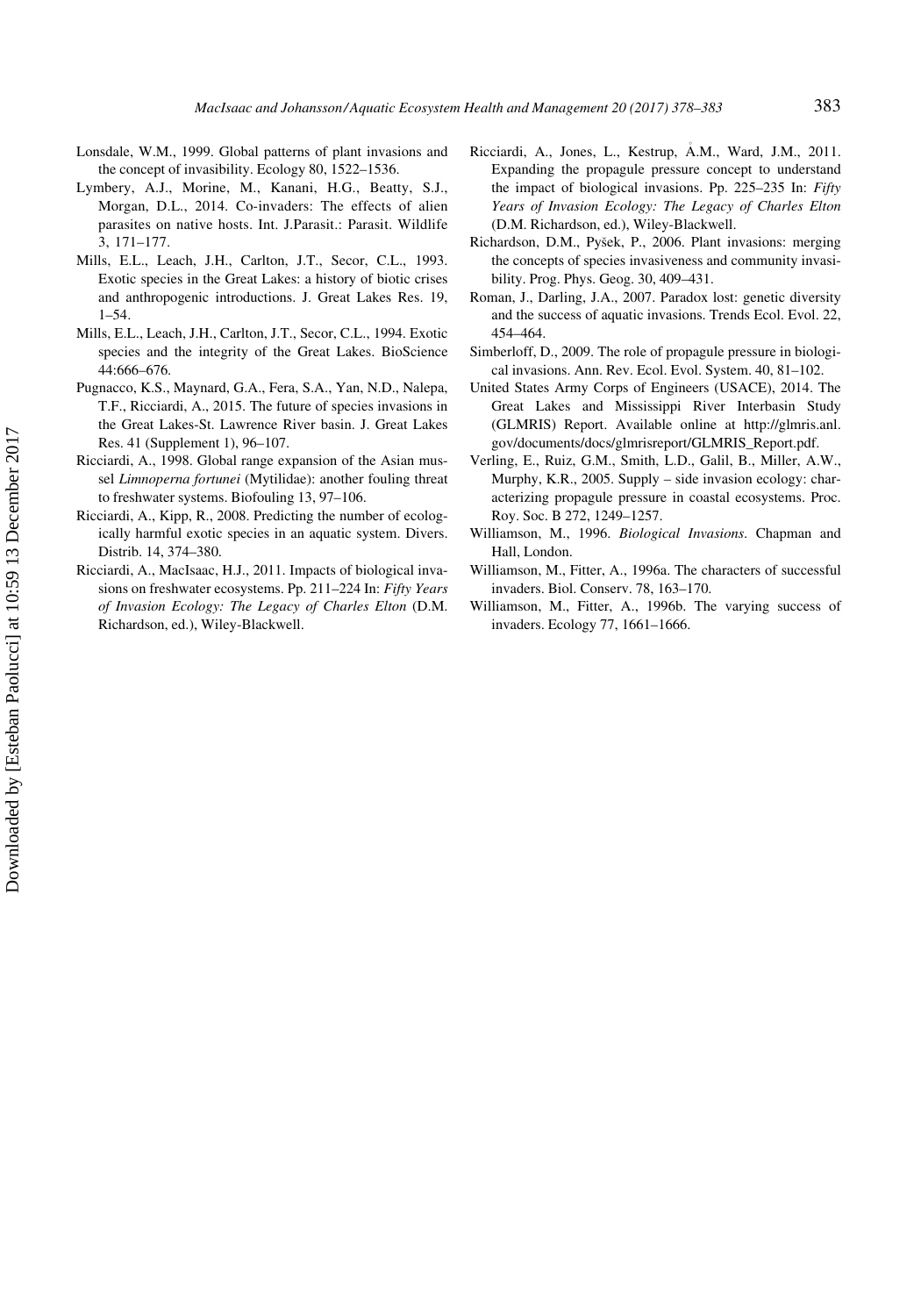Lonsdale, W.M., 1999. Global patterns of plant invasions and the concept of invasibility. Ecology 80, 1522–1536.

Lymbery, A.J., Morine, M., Kanani, H.G., Beatty, S.J., Morgan, D.L., 2014. Co-invaders: The effects of alien parasites on native hosts. Int. J.Parasit.: Parasit. Wildlife 3, 171–177.

Mills, E.L., Leach, J.H., Carlton, J.T., Secor, C.L., 1993. Exotic species in the Great Lakes: a history of biotic crises and anthropogenic introductions. J. Great Lakes Res. 19, 1–54.

Mills, E.L., Leach, J.H., Carlton, J.T., Secor, C.L., 1994. Exotic species and the integrity of the Great Lakes. BioScience 44:666–676.

Pugnacco, K.S., Maynard, G.A., Fera, S.A., Yan, N.D., Nalepa, T.F., Ricciardi, A., 2015. The future of species invasions in the Great Lakes-St. Lawrence River basin. J. Great Lakes Res. 41 (Supplement 1), 96–107.

Ricciardi, A., 1998. Global range expansion of the Asian mussel *Limnoperna fortunei* (Mytilidae): another fouling threat to freshwater systems. Biofouling 13, 97–106.

Ricciardi, A., Kipp, R., 2008. Predicting the number of ecologically harmful exotic species in an aquatic system. Divers. Distrib. 14, 374–380.

Ricciardi, A., MacIsaac, H.J., 2011. Impacts of biological invasions on freshwater ecosystems. Pp. 211–224 In: *Fifty Years of Invasion Ecology: The Legacy of Charles Elton* (D.M. Richardson, ed.), Wiley-Blackwell.

Ricciardi, A., Jones, L., Kestrup, Å.M., Ward, J.M., 2011. Expanding the propagule pressure concept to understand the impact of biological invasions. Pp. 225–235 In: *Fifty Years of Invasion Ecology: The Legacy of Charles Elton* (D.M. Richardson, ed.), Wiley-Blackwell.

Richardson, D.M., Pyšek, P., 2006. Plant invasions: merging the concepts of species invasiveness and community invasibility. Prog. Phys. Geog. 30, 409–431.

Roman, J., Darling, J.A., 2007. Paradox lost: genetic diversity and the success of aquatic invasions. Trends Ecol. Evol. 22, 454–464.

Simberloff, D., 2009. The role of propagule pressure in biological invasions. Ann. Rev. Ecol. Evol. System. 40, 81–102.

United States Army Corps of Engineers (USACE), 2014. The Great Lakes and Mississippi River Interbasin Study (GLMRIS) Report. Available online at http://glmris.anl.gov/documents/docs/glmrisreport/GLMRIS_Report.pdf.

Verling, E., Ruiz, G.M., Smith, L.D., Galil, B., Miller, A.W., Murphy, K.R., 2005. Supply – side invasion ecology: characterizing propagule pressure in coastal ecosystems. Proc. Roy. Soc. B 272, 1249–1257.

Williamson, M., 1996. *Biological Invasions*. Chapman and Hall, London.

Williamson, M., Fitter, A., 1996a. The characters of successful invaders. Biol. Conserv. 78, 163–170.

Williamson, M., Fitter, A., 1996b. The varying success of invaders. Ecology 77, 1661–1666.